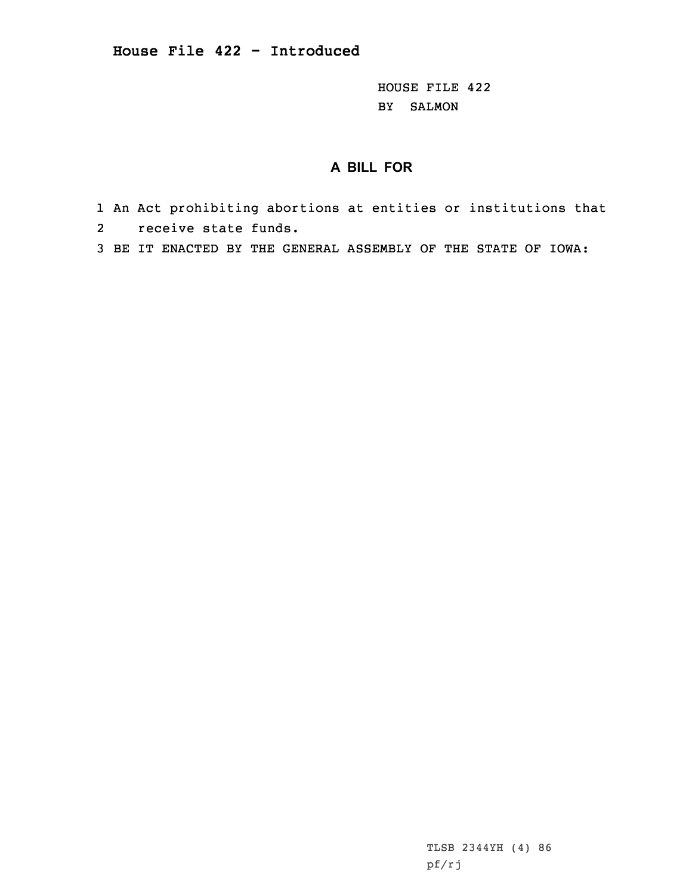**House File 422 - Introduced**

HOUSE FILE 422
BY SALMON

## A BILL FOR

1 An Act prohibiting abortions at entities or institutions that
2 receive state funds.
3 BE IT ENACTED BY THE GENERAL ASSEMBLY OF THE STATE OF IOWA:

TLSB 2344YH (4) 86
pf/rj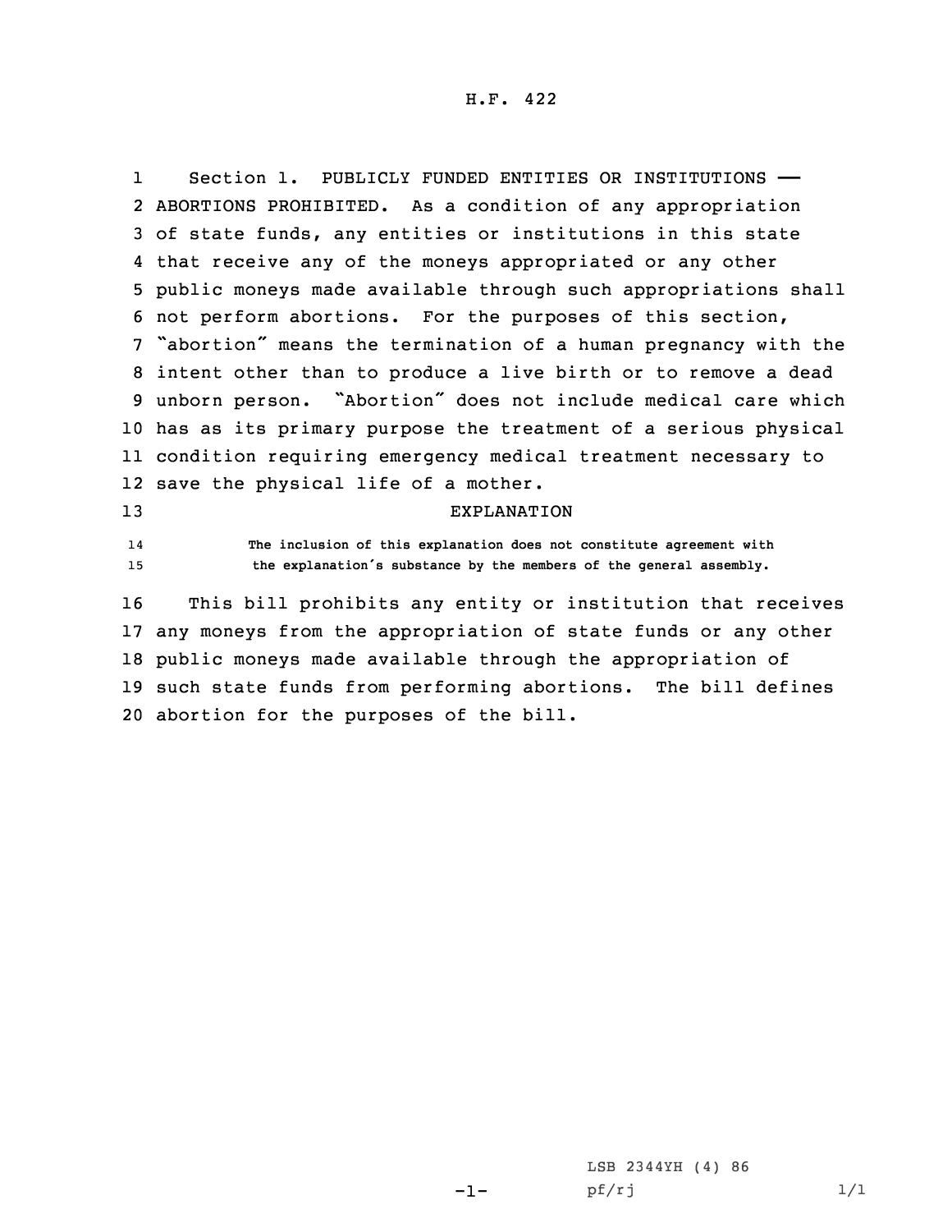Section 1. PUBLICLY FUNDED ENTITIES OR INSTITUTIONS — ABORTIONS PROHIBITED. As a condition of any appropriation of state funds, any entities or institutions in this state that receive any of the moneys appropriated or any other public moneys made available through such appropriations shall not perform abortions. For the purposes of this section, "abortion" means the termination of a human pregnancy with the intent other than to produce a live birth or to remove a dead unborn person. "Abortion" does not include medical care which has as its primary purpose the treatment of a serious physical condition requiring emergency medical treatment necessary to save the physical life of a mother.

## EXPLANATION

The inclusion of this explanation does not constitute agreement with the explanation's substance by the members of the general assembly.

This bill prohibits any entity or institution that receives any moneys from the appropriation of state funds or any other public moneys made available through the appropriation of such state funds from performing abortions. The bill defines abortion for the purposes of the bill.

LSB 2344YH (4) 86
pf/rj